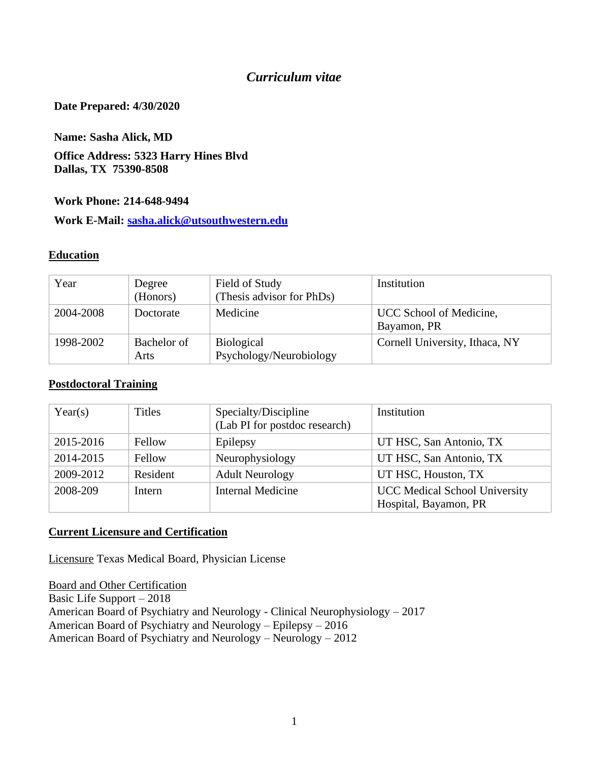# *Curriculum vitae*

**Date Prepared: 4/30/2020**

**Name: Sasha Alick, MD**

**Office Address: 5323 Harry Hines Blvd**
**Dallas, TX 75390-8508**

**Work Phone: 214-648-9494**

**Work E-Mail: [sasha.alick@utsouthwestern.edu](mailto:sasha.alick@utsouthwestern.edu)**

## Education

| Year | Degree (Honors) | Field of Study (Thesis advisor for PhDs) | Institution |
|---|---|---|---|
| 2004-2008 | Doctorate | Medicine | UCC School of Medicine, Bayamon, PR |
| 1998-2002 | Bachelor of Arts | Biological Psychology/Neurobiology | Cornell University, Ithaca, NY |

## Postdoctoral Training

| Year(s) | Titles | Specialty/Discipline (Lab PI for postdoc research) | Institution |
|---|---|---|---|
| 2015-2016 | Fellow | Epilepsy | UT HSC, San Antonio, TX |
| 2014-2015 | Fellow | Neurophysiology | UT HSC, San Antonio, TX |
| 2009-2012 | Resident | Adult Neurology | UT HSC, Houston, TX |
| 2008-209 | Intern | Internal Medicine | UCC Medical School University Hospital, Bayamon, PR |

## Current Licensure and Certification

Licensure Texas Medical Board, Physician License

Board and Other Certification
Basic Life Support – 2018
American Board of Psychiatry and Neurology - Clinical Neurophysiology – 2017
American Board of Psychiatry and Neurology – Epilepsy – 2016
American Board of Psychiatry and Neurology – Neurology – 2012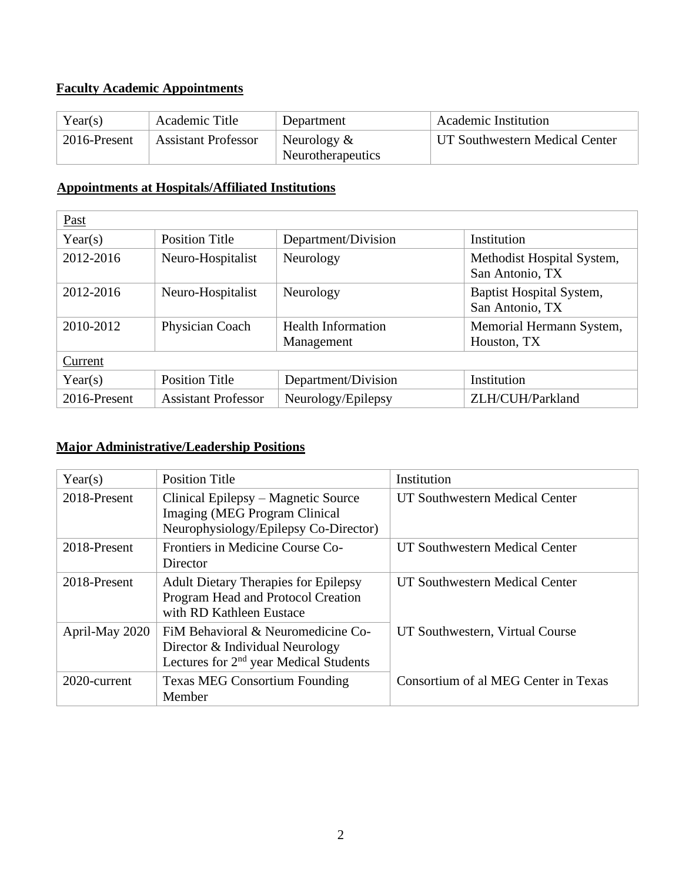**Faculty Academic Appointments**

| Year(s) | Academic Title | Department | Academic Institution |
|---|---|---|---|
| 2016-Present | Assistant Professor | Neurology & Neurotherapeutics | UT Southwestern Medical Center |

**Appointments at Hospitals/Affiliated Institutions**

| Past | | | |
|---|---|---|---|
| Year(s) | Position Title | Department/Division | Institution |
| 2012-2016 | Neuro-Hospitalist | Neurology | Methodist Hospital System, San Antonio, TX |
| 2012-2016 | Neuro-Hospitalist | Neurology | Baptist Hospital System, San Antonio, TX |
| 2010-2012 | Physician Coach | Health Information Management | Memorial Hermann System, Houston, TX |
| Current | | | |
| Year(s) | Position Title | Department/Division | Institution |
| 2016-Present | Assistant Professor | Neurology/Epilepsy | ZLH/CUH/Parkland |

**Major Administrative/Leadership Positions**

| Year(s) | Position Title | Institution |
|---|---|---|
| 2018-Present | Clinical Epilepsy – Magnetic Source Imaging (MEG Program Clinical Neurophysiology/Epilepsy Co-Director) | UT Southwestern Medical Center |
| 2018-Present | Frontiers in Medicine Course Co-Director | UT Southwestern Medical Center |
| 2018-Present | Adult Dietary Therapies for Epilepsy Program Head and Protocol Creation with RD Kathleen Eustace | UT Southwestern Medical Center |
| April-May 2020 | FiM Behavioral & Neuromedicine Co-Director & Individual Neurology Lectures for 2nd year Medical Students | UT Southwestern, Virtual Course |
| 2020-current | Texas MEG Consortium Founding Member | Consortium of al MEG Center in Texas |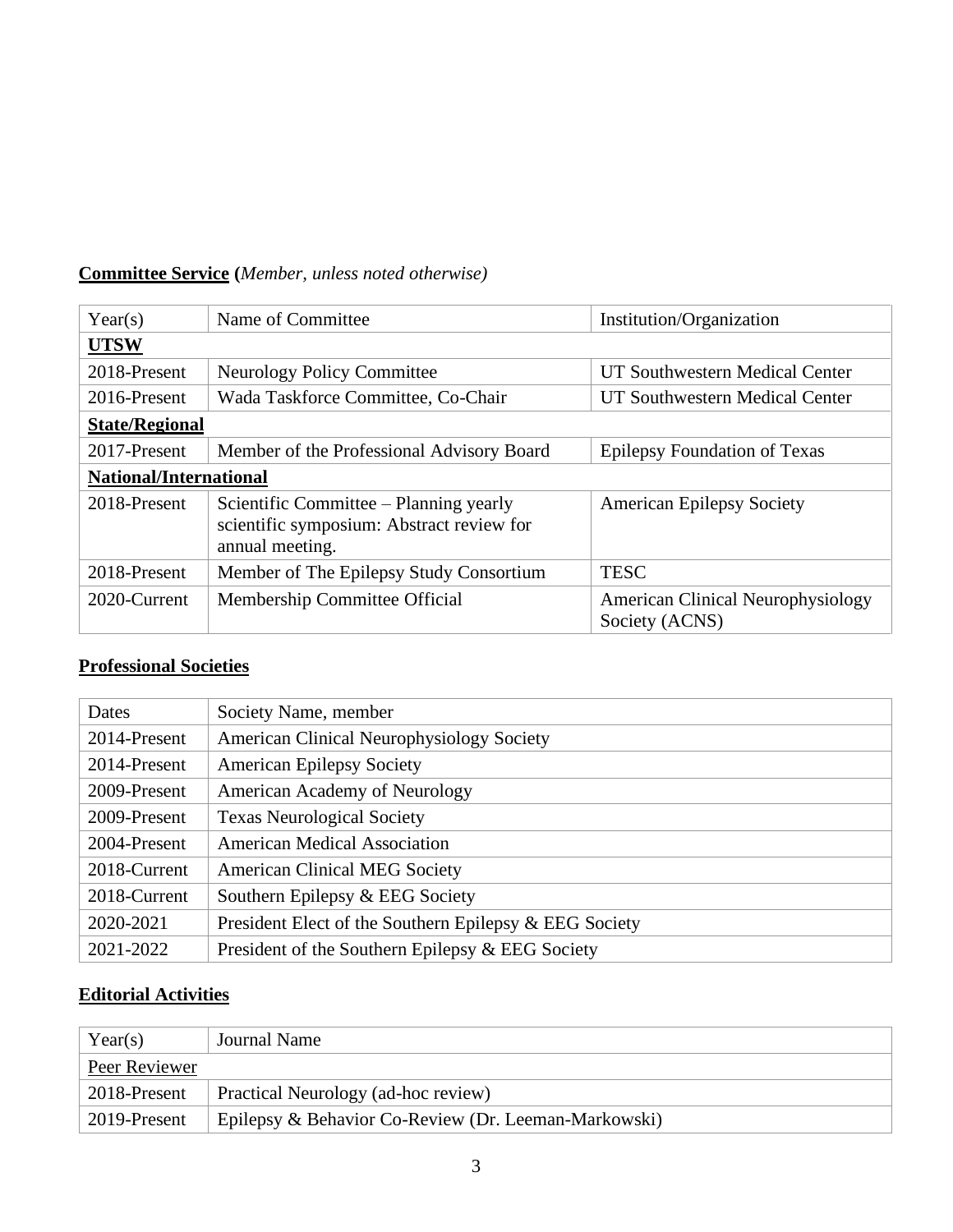**Committee Service** (*Member, unless noted otherwise)*

| Year(s) | Name of Committee | Institution/Organization |
|---|---|---|
| **UTSW** | | |
| 2018-Present | Neurology Policy Committee | UT Southwestern Medical Center |
| 2016-Present | Wada Taskforce Committee, Co-Chair | UT Southwestern Medical Center |
| **State/Regional** | | |
| 2017-Present | Member of the Professional Advisory Board | Epilepsy Foundation of Texas |
| **National/International** | | |
| 2018-Present | Scientific Committee – Planning yearly scientific symposium: Abstract review for annual meeting. | American Epilepsy Society |
| 2018-Present | Member of The Epilepsy Study Consortium | TESC |
| 2020-Current | Membership Committee Official | American Clinical Neurophysiology Society (ACNS) |

**Professional Societies**

| Dates | Society Name, member |
|---|---|
| 2014-Present | American Clinical Neurophysiology Society |
| 2014-Present | American Epilepsy Society |
| 2009-Present | American Academy of Neurology |
| 2009-Present | Texas Neurological Society |
| 2004-Present | American Medical Association |
| 2018-Current | American Clinical MEG Society |
| 2018-Current | Southern Epilepsy & EEG Society |
| 2020-2021 | President Elect of the Southern Epilepsy & EEG Society |
| 2021-2022 | President of the Southern Epilepsy & EEG Society |

**Editorial Activities**

| Year(s) | Journal Name |
|---|---|
| Peer Reviewer | |
| 2018-Present | Practical Neurology (ad-hoc review) |
| 2019-Present | Epilepsy & Behavior Co-Review (Dr. Leeman-Markowski) |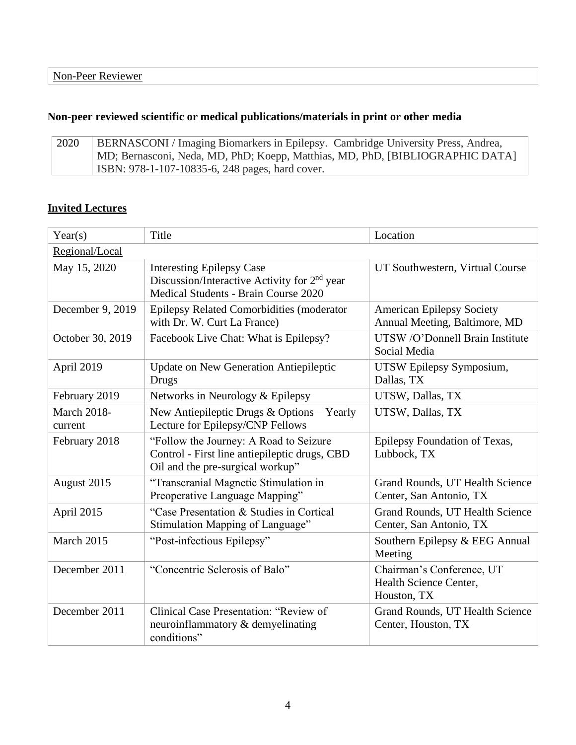| Non-Peer Reviewer |
|---|

**Non-peer reviewed scientific or medical publications/materials in print or other media**

| 2020 | BERNASCONI / Imaging Biomarkers in Epilepsy. Cambridge University Press, Andrea, MD; Bernasconi, Neda, MD, PhD; Koepp, Matthias, MD, PhD, [BIBLIOGRAPHIC DATA] ISBN: 978-1-107-10835-6, 248 pages, hard cover. |
|---|---|

## Invited Lectures

| Year(s) | Title | Location |
|---|---|---|
| Regional/Local | | |
| May 15, 2020 | Interesting Epilepsy Case Discussion/Interactive Activity for 2nd year Medical Students - Brain Course 2020 | UT Southwestern, Virtual Course |
| December 9, 2019 | Epilepsy Related Comorbidities (moderator with Dr. W. Curt La France) | American Epilepsy Society Annual Meeting, Baltimore, MD |
| October 30, 2019 | Facebook Live Chat: What is Epilepsy? | UTSW /O'Donnell Brain Institute Social Media |
| April 2019 | Update on New Generation Antiepileptic Drugs | UTSW Epilepsy Symposium, Dallas, TX |
| February 2019 | Networks in Neurology & Epilepsy | UTSW, Dallas, TX |
| March 2018-current | New Antiepileptic Drugs & Options – Yearly Lecture for Epilepsy/CNP Fellows | UTSW, Dallas, TX |
| February 2018 | "Follow the Journey: A Road to Seizure Control - First line antiepileptic drugs, CBD Oil and the pre-surgical workup" | Epilepsy Foundation of Texas, Lubbock, TX |
| August 2015 | "Transcranial Magnetic Stimulation in Preoperative Language Mapping" | Grand Rounds, UT Health Science Center, San Antonio, TX |
| April 2015 | "Case Presentation & Studies in Cortical Stimulation Mapping of Language" | Grand Rounds, UT Health Science Center, San Antonio, TX |
| March 2015 | "Post-infectious Epilepsy" | Southern Epilepsy & EEG Annual Meeting |
| December 2011 | "Concentric Sclerosis of Balo" | Chairman's Conference, UT Health Science Center, Houston, TX |
| December 2011 | Clinical Case Presentation: "Review of neuroinflammatory & demyelinating conditions" | Grand Rounds, UT Health Science Center, Houston, TX |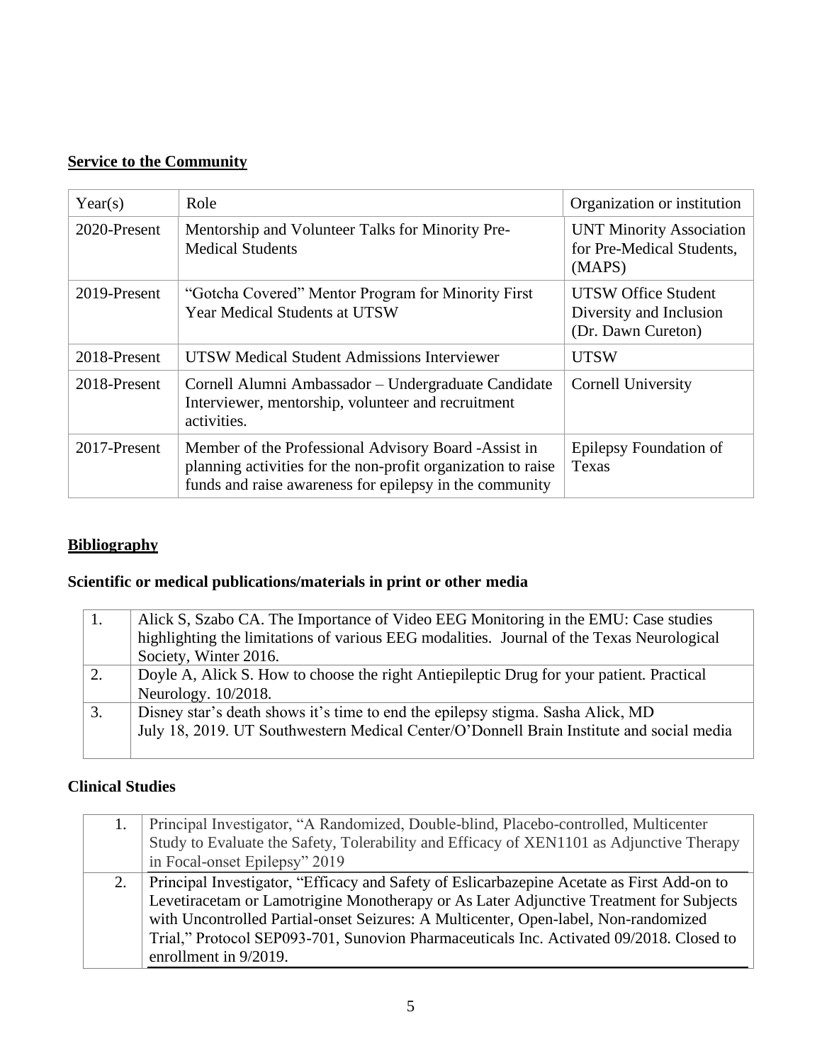**Service to the Community**

| Year(s) | Role | Organization or institution |
|---|---|---|
| 2020-Present | Mentorship and Volunteer Talks for Minority Pre-Medical Students | UNT Minority Association for Pre-Medical Students, (MAPS) |
| 2019-Present | "Gotcha Covered" Mentor Program for Minority First Year Medical Students at UTSW | UTSW Office Student Diversity and Inclusion (Dr. Dawn Cureton) |
| 2018-Present | UTSW Medical Student Admissions Interviewer | UTSW |
| 2018-Present | Cornell Alumni Ambassador – Undergraduate Candidate Interviewer, mentorship, volunteer and recruitment activities. | Cornell University |
| 2017-Present | Member of the Professional Advisory Board -Assist in planning activities for the non-profit organization to raise funds and raise awareness for epilepsy in the community | Epilepsy Foundation of Texas |

**Bibliography**

**Scientific or medical publications/materials in print or other media**

| | |
|---|---|
| 1. | Alick S, Szabo CA. The Importance of Video EEG Monitoring in the EMU: Case studies highlighting the limitations of various EEG modalities. Journal of the Texas Neurological Society, Winter 2016. |
| 2. | Doyle A, Alick S. How to choose the right Antiepileptic Drug for your patient. Practical Neurology. 10/2018. |
| 3. | Disney star's death shows it's time to end the epilepsy stigma. Sasha Alick, MD July 18, 2019. UT Southwestern Medical Center/O'Donnell Brain Institute and social media |

**Clinical Studies**

| | |
|---|---|
| 1. | Principal Investigator, "A Randomized, Double-blind, Placebo-controlled, Multicenter Study to Evaluate the Safety, Tolerability and Efficacy of XEN1101 as Adjunctive Therapy in Focal-onset Epilepsy" 2019 |
| 2. | Principal Investigator, "Efficacy and Safety of Eslicarbazepine Acetate as First Add-on to Levetiracetam or Lamotrigine Monotherapy or As Later Adjunctive Treatment for Subjects with Uncontrolled Partial-onset Seizures: A Multicenter, Open-label, Non-randomized Trial," Protocol SEP093-701, Sunovion Pharmaceuticals Inc. Activated 09/2018. Closed to enrollment in 9/2019. |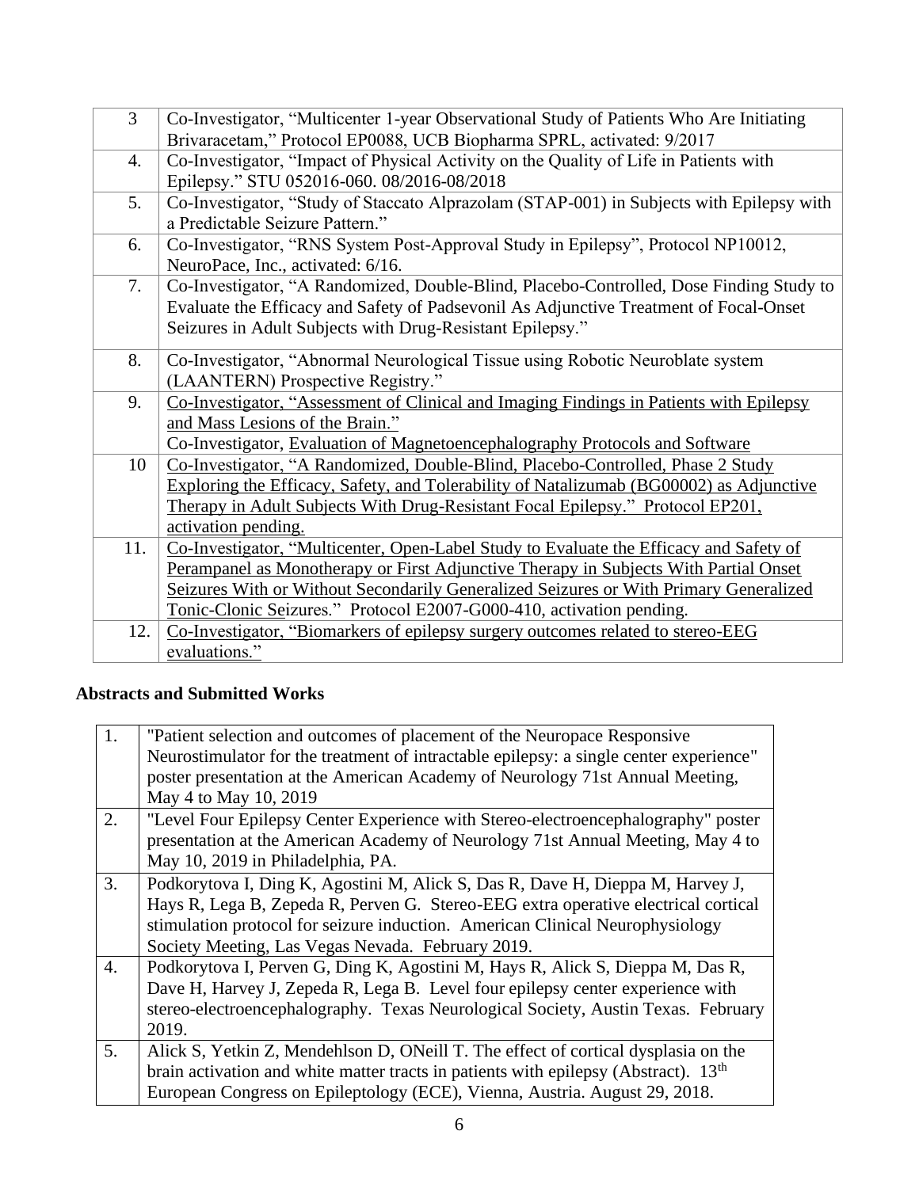| | |
|---|---|
| 3 | Co-Investigator, "Multicenter 1-year Observational Study of Patients Who Are Initiating Brivaracetam," Protocol EP0088, UCB Biopharma SPRL, activated: 9/2017 |
| 4. | Co-Investigator, "Impact of Physical Activity on the Quality of Life in Patients with Epilepsy." STU 052016-060. 08/2016-08/2018 |
| 5. | Co-Investigator, "Study of Staccato Alprazolam (STAP-001) in Subjects with Epilepsy with a Predictable Seizure Pattern." |
| 6. | Co-Investigator, "RNS System Post-Approval Study in Epilepsy", Protocol NP10012, NeuroPace, Inc., activated: 6/16. |
| 7. | Co-Investigator, "A Randomized, Double-Blind, Placebo-Controlled, Dose Finding Study to Evaluate the Efficacy and Safety of Padsevonil As Adjunctive Treatment of Focal-Onset Seizures in Adult Subjects with Drug-Resistant Epilepsy." |
| 8. | Co-Investigator, "Abnormal Neurological Tissue using Robotic Neuroblate system (LAANTERN) Prospective Registry." |
| 9. | Co-Investigator, "Assessment of Clinical and Imaging Findings in Patients with Epilepsy and Mass Lesions of the Brain."<br>Co-Investigator, Evaluation of Magnetoencephalography Protocols and Software |
| 10 | Co-Investigator, "A Randomized, Double-Blind, Placebo-Controlled, Phase 2 Study Exploring the Efficacy, Safety, and Tolerability of Natalizumab (BG00002) as Adjunctive Therapy in Adult Subjects With Drug-Resistant Focal Epilepsy." Protocol EP201, activation pending. |
| 11. | Co-Investigator, "Multicenter, Open-Label Study to Evaluate the Efficacy and Safety of Perampanel as Monotherapy or First Adjunctive Therapy in Subjects With Partial Onset Seizures With or Without Secondarily Generalized Seizures or With Primary Generalized Tonic-Clonic Seizures." Protocol E2007-G000-410, activation pending. |
| 12. | Co-Investigator, "Biomarkers of epilepsy surgery outcomes related to stereo-EEG evaluations." |

**Abstracts and Submitted Works**

| | |
|---|---|
| 1. | "Patient selection and outcomes of placement of the Neuropace Responsive Neurostimulator for the treatment of intractable epilepsy: a single center experience" poster presentation at the American Academy of Neurology 71st Annual Meeting, May 4 to May 10, 2019 |
| 2. | "Level Four Epilepsy Center Experience with Stereo-electroencephalography" poster presentation at the American Academy of Neurology 71st Annual Meeting, May 4 to May 10, 2019 in Philadelphia, PA. |
| 3. | Podkorytova I, Ding K, Agostini M, Alick S, Das R, Dave H, Dieppa M, Harvey J, Hays R, Lega B, Zepeda R, Perven G. Stereo-EEG extra operative electrical cortical stimulation protocol for seizure induction. American Clinical Neurophysiology Society Meeting, Las Vegas Nevada. February 2019. |
| 4. | Podkorytova I, Perven G, Ding K, Agostini M, Hays R, Alick S, Dieppa M, Das R, Dave H, Harvey J, Zepeda R, Lega B. Level four epilepsy center experience with stereo-electroencephalography. Texas Neurological Society, Austin Texas. February 2019. |
| 5. | Alick S, Yetkin Z, Mendehlson D, ONeill T. The effect of cortical dysplasia on the brain activation and white matter tracts in patients with epilepsy (Abstract). 13th European Congress on Epileptology (ECE), Vienna, Austria. August 29, 2018. |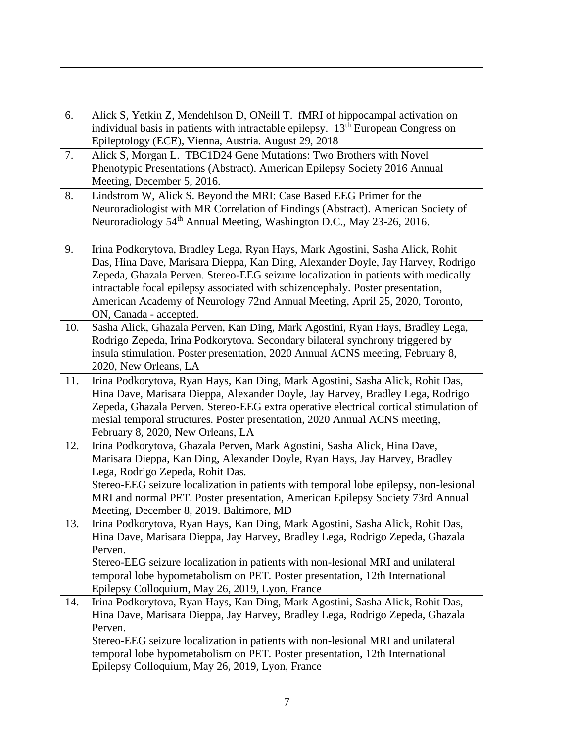| | |
|---|---|
| | |
| 6. | Alick S, Yetkin Z, Mendehlson D, ONeill T. fMRI of hippocampal activation on individual basis in patients with intractable epilepsy. 13th European Congress on Epileptology (ECE), Vienna, Austria. August 29, 2018 |
| 7. | Alick S, Morgan L. TBC1D24 Gene Mutations: Two Brothers with Novel Phenotypic Presentations (Abstract). American Epilepsy Society 2016 Annual Meeting, December 5, 2016. |
| 8. | Lindstrom W, Alick S. Beyond the MRI: Case Based EEG Primer for the Neuroradiologist with MR Correlation of Findings (Abstract). American Society of Neuroradiology 54th Annual Meeting, Washington D.C., May 23-26, 2016. |
| 9. | Irina Podkorytova, Bradley Lega, Ryan Hays, Mark Agostini, Sasha Alick, Rohit Das, Hina Dave, Marisara Dieppa, Kan Ding, Alexander Doyle, Jay Harvey, Rodrigo Zepeda, Ghazala Perven. Stereo-EEG seizure localization in patients with medically intractable focal epilepsy associated with schizencephaly. Poster presentation, American Academy of Neurology 72nd Annual Meeting, April 25, 2020, Toronto, ON, Canada - accepted. |
| 10. | Sasha Alick, Ghazala Perven, Kan Ding, Mark Agostini, Ryan Hays, Bradley Lega, Rodrigo Zepeda, Irina Podkorytova. Secondary bilateral synchrony triggered by insula stimulation. Poster presentation, 2020 Annual ACNS meeting, February 8, 2020, New Orleans, LA |
| 11. | Irina Podkorytova, Ryan Hays, Kan Ding, Mark Agostini, Sasha Alick, Rohit Das, Hina Dave, Marisara Dieppa, Alexander Doyle, Jay Harvey, Bradley Lega, Rodrigo Zepeda, Ghazala Perven. Stereo-EEG extra operative electrical cortical stimulation of mesial temporal structures. Poster presentation, 2020 Annual ACNS meeting, February 8, 2020, New Orleans, LA |
| 12. | Irina Podkorytova, Ghazala Perven, Mark Agostini, Sasha Alick, Hina Dave, Marisara Dieppa, Kan Ding, Alexander Doyle, Ryan Hays, Jay Harvey, Bradley Lega, Rodrigo Zepeda, Rohit Das. Stereo-EEG seizure localization in patients with temporal lobe epilepsy, non-lesional MRI and normal PET. Poster presentation, American Epilepsy Society 73rd Annual Meeting, December 8, 2019. Baltimore, MD |
| 13. | Irina Podkorytova, Ryan Hays, Kan Ding, Mark Agostini, Sasha Alick, Rohit Das, Hina Dave, Marisara Dieppa, Jay Harvey, Bradley Lega, Rodrigo Zepeda, Ghazala Perven. Stereo-EEG seizure localization in patients with non-lesional MRI and unilateral temporal lobe hypometabolism on PET. Poster presentation, 12th International Epilepsy Colloquium, May 26, 2019, Lyon, France |
| 14. | Irina Podkorytova, Ryan Hays, Kan Ding, Mark Agostini, Sasha Alick, Rohit Das, Hina Dave, Marisara Dieppa, Jay Harvey, Bradley Lega, Rodrigo Zepeda, Ghazala Perven. Stereo-EEG seizure localization in patients with non-lesional MRI and unilateral temporal lobe hypometabolism on PET. Poster presentation, 12th International Epilepsy Colloquium, May 26, 2019, Lyon, France |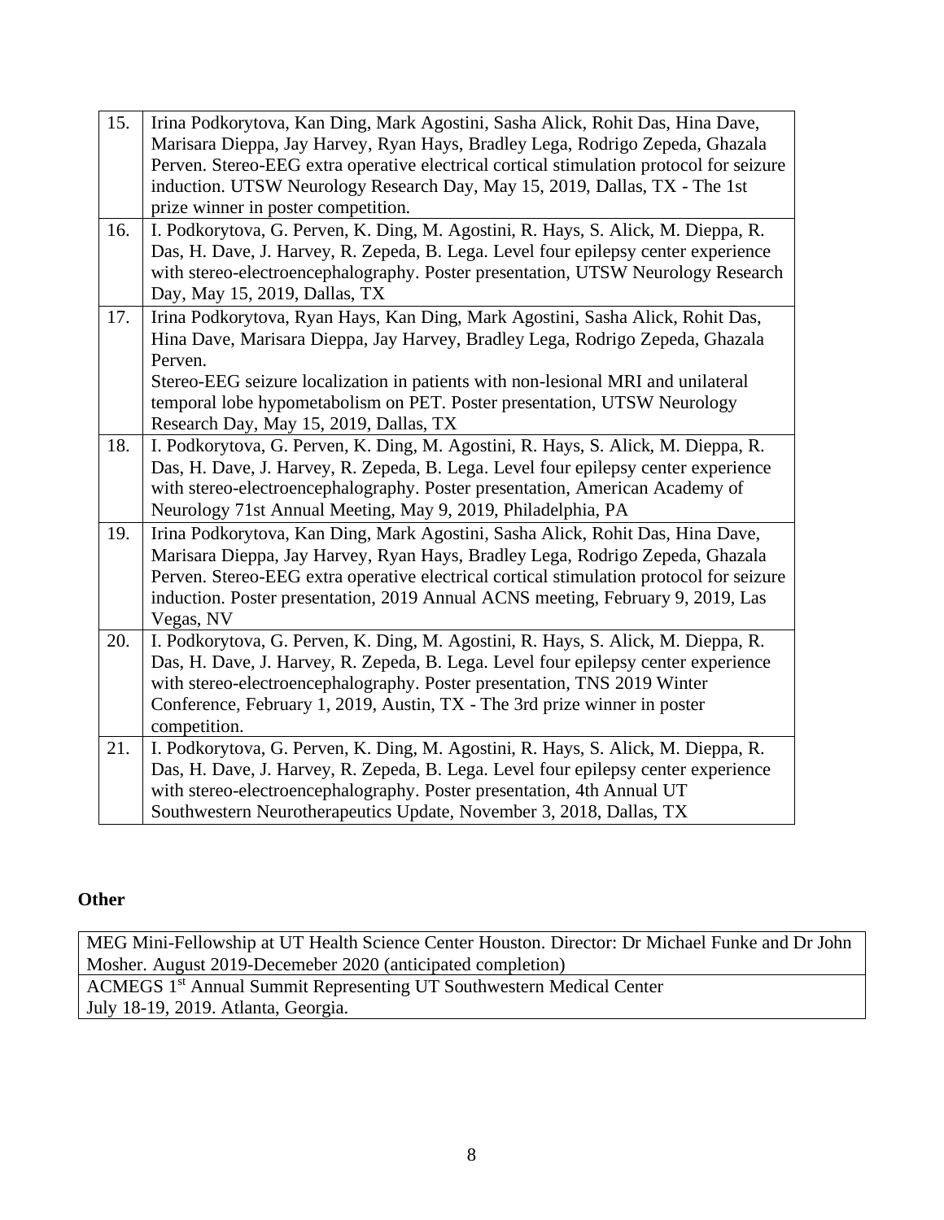| | |
|---|---|
| 15. | Irina Podkorytova, Kan Ding, Mark Agostini, Sasha Alick, Rohit Das, Hina Dave, Marisara Dieppa, Jay Harvey, Ryan Hays, Bradley Lega, Rodrigo Zepeda, Ghazala Perven. Stereo-EEG extra operative electrical cortical stimulation protocol for seizure induction. UTSW Neurology Research Day, May 15, 2019, Dallas, TX - The 1st prize winner in poster competition. |
| 16. | I. Podkorytova, G. Perven, K. Ding, M. Agostini, R. Hays, S. Alick, M. Dieppa, R. Das, H. Dave, J. Harvey, R. Zepeda, B. Lega. Level four epilepsy center experience with stereo-electroencephalography. Poster presentation, UTSW Neurology Research Day, May 15, 2019, Dallas, TX |
| 17. | Irina Podkorytova, Ryan Hays, Kan Ding, Mark Agostini, Sasha Alick, Rohit Das, Hina Dave, Marisara Dieppa, Jay Harvey, Bradley Lega, Rodrigo Zepeda, Ghazala Perven. Stereo-EEG seizure localization in patients with non-lesional MRI and unilateral temporal lobe hypometabolism on PET. Poster presentation, UTSW Neurology Research Day, May 15, 2019, Dallas, TX |
| 18. | I. Podkorytova, G. Perven, K. Ding, M. Agostini, R. Hays, S. Alick, M. Dieppa, R. Das, H. Dave, J. Harvey, R. Zepeda, B. Lega. Level four epilepsy center experience with stereo-electroencephalography. Poster presentation, American Academy of Neurology 71st Annual Meeting, May 9, 2019, Philadelphia, PA |
| 19. | Irina Podkorytova, Kan Ding, Mark Agostini, Sasha Alick, Rohit Das, Hina Dave, Marisara Dieppa, Jay Harvey, Ryan Hays, Bradley Lega, Rodrigo Zepeda, Ghazala Perven. Stereo-EEG extra operative electrical cortical stimulation protocol for seizure induction. Poster presentation, 2019 Annual ACNS meeting, February 9, 2019, Las Vegas, NV |
| 20. | I. Podkorytova, G. Perven, K. Ding, M. Agostini, R. Hays, S. Alick, M. Dieppa, R. Das, H. Dave, J. Harvey, R. Zepeda, B. Lega. Level four epilepsy center experience with stereo-electroencephalography. Poster presentation, TNS 2019 Winter Conference, February 1, 2019, Austin, TX - The 3rd prize winner in poster competition. |
| 21. | I. Podkorytova, G. Perven, K. Ding, M. Agostini, R. Hays, S. Alick, M. Dieppa, R. Das, H. Dave, J. Harvey, R. Zepeda, B. Lega. Level four epilepsy center experience with stereo-electroencephalography. Poster presentation, 4th Annual UT Southwestern Neurotherapeutics Update, November 3, 2018, Dallas, TX |

**Other**

| |
|---|
| MEG Mini-Fellowship at UT Health Science Center Houston. Director: Dr Michael Funke and Dr John Mosher. August 2019-Decemeber 2020 (anticipated completion) |
| ACMEGS 1st Annual Summit Representing UT Southwestern Medical Center July 18-19, 2019. Atlanta, Georgia. |